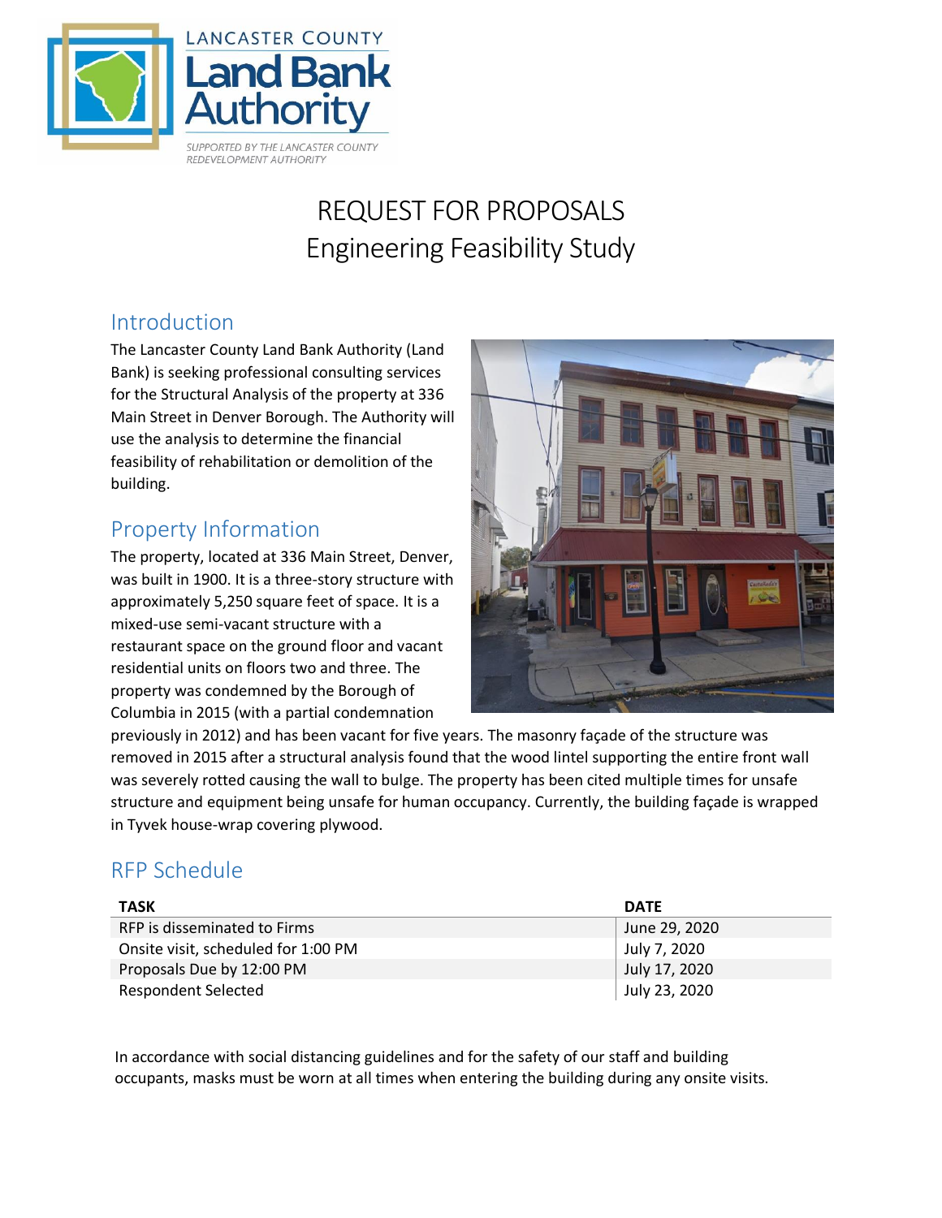LANCASTER COUNTY
Land Bank Authority
SUPPORTED BY THE LANCASTER COUNTY REDEVELOPMENT AUTHORITY

# REQUEST FOR PROPOSALS
## Engineering Feasibility Study

## Introduction

The Lancaster County Land Bank Authority (Land Bank) is seeking professional consulting services for the Structural Analysis of the property at 336 Main Street in Denver Borough. The Authority will use the analysis to determine the financial feasibility of rehabilitation or demolition of the building.

## Property Information

The property, located at 336 Main Street, Denver, was built in 1900. It is a three-story structure with approximately 5,250 square feet of space. It is a mixed-use semi-vacant structure with a restaurant space on the ground floor and vacant residential units on floors two and three. The property was condemned by the Borough of Columbia in 2015 (with a partial condemnation previously in 2012) and has been vacant for five years. The masonry façade of the structure was removed in 2015 after a structural analysis found that the wood lintel supporting the entire front wall was severely rotted causing the wall to bulge. The property has been cited multiple times for unsafe structure and equipment being unsafe for human occupancy. Currently, the building façade is wrapped in Tyvek house-wrap covering plywood.

## RFP Schedule

| TASK | DATE |
|---|---|
| RFP is disseminated to Firms | June 29, 2020 |
| Onsite visit, scheduled for 1:00 PM | July 7, 2020 |
| Proposals Due by 12:00 PM | July 17, 2020 |
| Respondent Selected | July 23, 2020 |

In accordance with social distancing guidelines and for the safety of our staff and building occupants, masks must be worn at all times when entering the building during any onsite visits.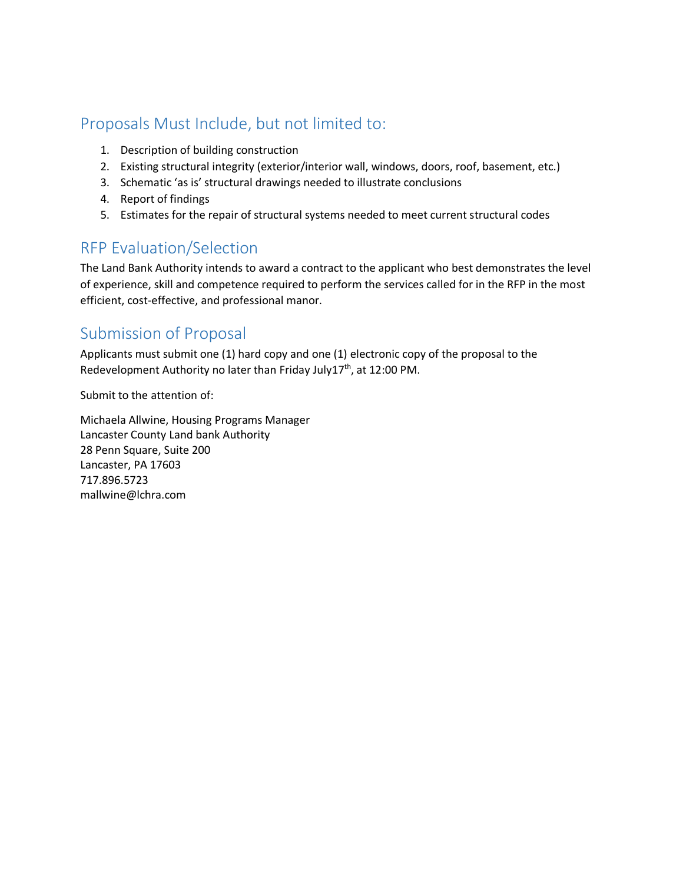## Proposals Must Include, but not limited to:

1. Description of building construction
2. Existing structural integrity (exterior/interior wall, windows, doors, roof, basement, etc.)
3. Schematic 'as is' structural drawings needed to illustrate conclusions
4. Report of findings
5. Estimates for the repair of structural systems needed to meet current structural codes

## RFP Evaluation/Selection

The Land Bank Authority intends to award a contract to the applicant who best demonstrates the level of experience, skill and competence required to perform the services called for in the RFP in the most efficient, cost-effective, and professional manor.

## Submission of Proposal

Applicants must submit one (1) hard copy and one (1) electronic copy of the proposal to the Redevelopment Authority no later than Friday July17th, at 12:00 PM.

Submit to the attention of:

Michaela Allwine, Housing Programs Manager
Lancaster County Land bank Authority
28 Penn Square, Suite 200
Lancaster, PA 17603
717.896.5723
mallwine@lchra.com